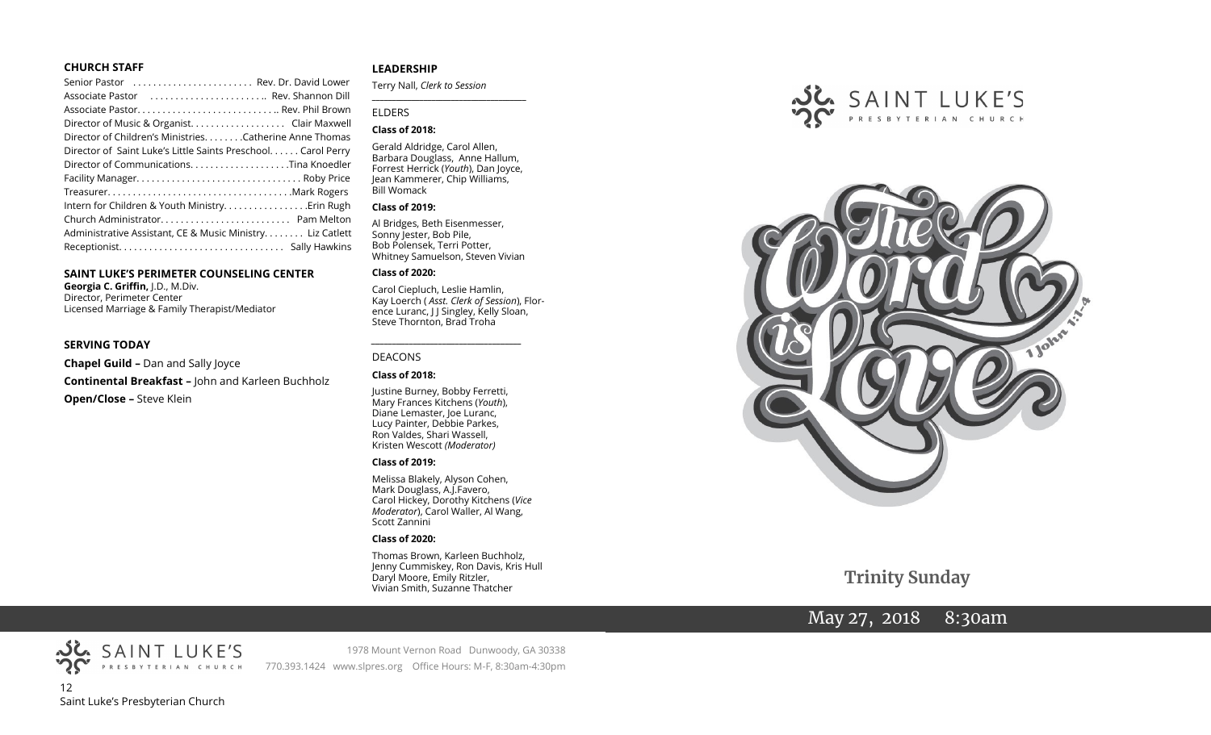## CHURCH STAFF

Senior Pastor . . . . . . . . . . . . . . . . . . . . . . . Rev. Dr. David Lower
Associate Pastor . . . . . . . . . . . . . . . . . . . . . .. Rev. Shannon Dill
Associate Pastor. . . . . . . . . . . . . . . . . . . . . . . . . . . .. Rev. Phil Brown
Director of Music & Organist. . . . . . . . . . . . . . . . . . . Clair Maxwell
Director of Children's Ministries. . . . . . . .Catherine Anne Thomas
Director of Saint Luke's Little Saints Preschool. . . . . . Carol Perry
Director of Communications. . . . . . . . . . . . . . . . . . . .Tina Knoedler
Facility Manager. . . . . . . . . . . . . . . . . . . . . . . . . . . . . . . . Roby Price
Treasurer. . . . . . . . . . . . . . . . . . . . . . . . . . . . . . . . . . . .Mark Rogers
Intern for Children & Youth Ministry. . . . . . . . . . . . . . . . .Erin Rugh
Church Administrator. . . . . . . . . . . . . . . . . . . . . . . . . Pam Melton
Administrative Assistant, CE & Music Ministry. . . . . . . . Liz Catlett
Receptionist. . . . . . . . . . . . . . . . . . . . . . . . . . . . . . . . Sally Hawkins

## SAINT LUKE'S PERIMETER COUNSELING CENTER

**Georgia C. Griffin,** J.D., M.Div.
Director, Perimeter Center
Licensed Marriage & Family Therapist/Mediator

## SERVING TODAY

**Chapel Guild –** Dan and Sally Joyce

**Continental Breakfast –** John and Karleen Buchholz

**Open/Close –** Steve Klein

## LEADERSHIP

Terry Nall, *Clerk to Session*

### ELDERS

**Class of 2018:**

Gerald Aldridge, Carol Allen, Barbara Douglass, Anne Hallum, Forrest Herrick (*Youth*), Dan Joyce, Jean Kammerer, Chip Williams, Bill Womack

**Class of 2019:**

Al Bridges, Beth Eisenmesser, Sonny Jester, Bob Pile, Bob Polensek, Terri Potter, Whitney Samuelson, Steven Vivian

**Class of 2020:**

Carol Ciepluch, Leslie Hamlin, Kay Loerch ( *Asst. Clerk of Session*), Florence Luranc, J J Singley, Kelly Sloan, Steve Thornton, Brad Troha

### DEACONS

**Class of 2018:**

Justine Burney, Bobby Ferretti, Mary Frances Kitchens (*Youth*), Diane Lemaster, Joe Luranc, Lucy Painter, Debbie Parkes, Ron Valdes, Shari Wassell, Kristen Wescott *(Moderator)*

**Class of 2019:**

Melissa Blakely, Alyson Cohen, Mark Douglass, A.J.Favero, Carol Hickey, Dorothy Kitchens (*Vice Moderator*), Carol Waller, Al Wang, Scott Zannini

**Class of 2020:**

Thomas Brown, Karleen Buchholz, Jenny Cummiskey, Ron Davis, Kris Hull, Daryl Moore, Emily Ritzler, Vivian Smith, Suzanne Thatcher

SAINT LUKE'S PRESBYTERIAN CHURCH
1978 Mount Vernon Road Dunwoody, GA 30338
770.393.1424 www.slpres.org Office Hours: M-F, 8:30am-4:30pm

# SAINT LUKE'S PRESBYTERIAN CHURCH

The Word is Love
1 John 1:1-4

## Trinity Sunday

May 27, 2018 8:30am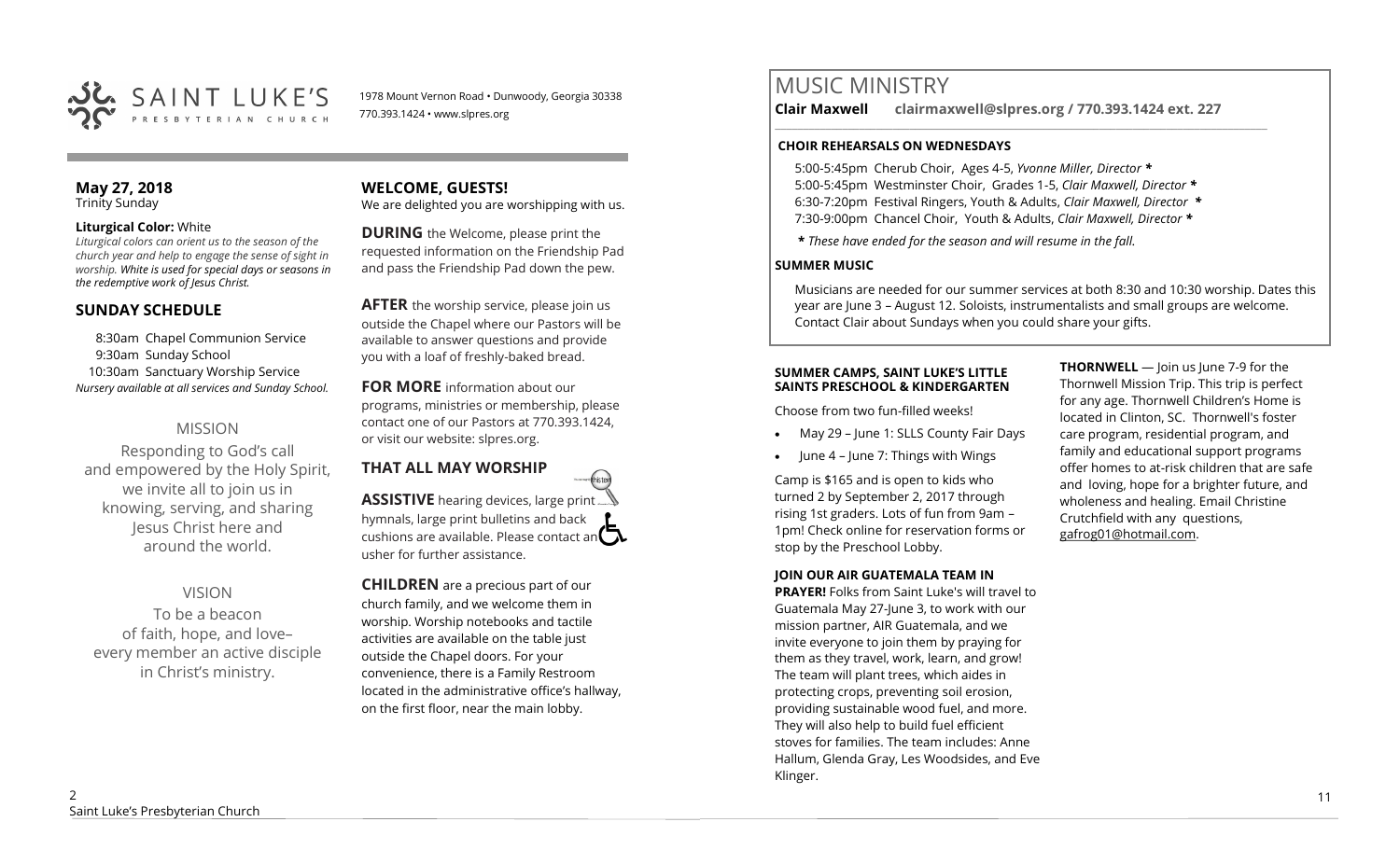SAINT LUKE'S PRESBYTERIAN CHURCH

1978 Mount Vernon Road • Dunwoody, Georgia 30338
770.393.1424 • www.slpres.org

**May 27, 2018**
Trinity Sunday

**Liturgical Color:** White
*Liturgical colors can orient us to the season of the church year and help to engage the sense of sight in worship. White is used for special days or seasons in the redemptive work of Jesus Christ.*

## SUNDAY SCHEDULE

8:30am Chapel Communion Service
9:30am Sunday School
10:30am Sanctuary Worship Service
*Nursery available at all services and Sunday School.*

## MISSION

Responding to God's call and empowered by the Holy Spirit, we invite all to join us in knowing, serving, and sharing Jesus Christ here and around the world.

## VISION

To be a beacon of faith, hope, and love– every member an active disciple in Christ's ministry.

## WELCOME, GUESTS!

We are delighted you are worshipping with us.

**DURING** the Welcome, please print the requested information on the Friendship Pad and pass the Friendship Pad down the pew.

**AFTER** the worship service, please join us outside the Chapel where our Pastors will be available to answer questions and provide you with a loaf of freshly-baked bread.

**FOR MORE** information about our programs, ministries or membership, please contact one of our Pastors at 770.393.1424, or visit our website: slpres.org.

## THAT ALL MAY WORSHIP

**ASSISTIVE** hearing devices, large print hymnals, large print bulletins and back cushions are available. Please contact an usher for further assistance.

**CHILDREN** are a precious part of our church family, and we welcome them in worship. Worship notebooks and tactile activities are available on the table just outside the Chapel doors. For your convenience, there is a Family Restroom located in the administrative office's hallway, on the first floor, near the main lobby.

# MUSIC MINISTRY

**Clair Maxwell clairmaxwell@slpres.org / 770.393.1424 ext. 227**

**CHOIR REHEARSALS ON WEDNESDAYS**

5:00-5:45pm Cherub Choir, Ages 4-5, *Yvonne Miller, Director* *
5:00-5:45pm Westminster Choir, Grades 1-5, *Clair Maxwell, Director* *
6:30-7:20pm Festival Ringers, Youth & Adults, *Clair Maxwell, Director* *
7:30-9:00pm Chancel Choir, Youth & Adults, *Clair Maxwell, Director* *

*** *These have ended for the season and will resume in the fall.*

**SUMMER MUSIC**

Musicians are needed for our summer services at both 8:30 and 10:30 worship. Dates this year are June 3 – August 12. Soloists, instrumentalists and small groups are welcome. Contact Clair about Sundays when you could share your gifts.

**SUMMER CAMPS, SAINT LUKE'S LITTLE SAINTS PRESCHOOL & KINDERGARTEN**

Choose from two fun-filled weeks!

- May 29 – June 1: SLLS County Fair Days
- June 4 – June 7: Things with Wings

Camp is $165 and is open to kids who turned 2 by September 2, 2017 through rising 1st graders. Lots of fun from 9am – 1pm! Check online for reservation forms or stop by the Preschool Lobby.

**JOIN OUR AIR GUATEMALA TEAM IN PRAYER!** Folks from Saint Luke's will travel to Guatemala May 27-June 3, to work with our mission partner, AIR Guatemala, and we invite everyone to join them by praying for them as they travel, work, learn, and grow! The team will plant trees, which aides in protecting crops, preventing soil erosion, providing sustainable wood fuel, and more. They will also help to build fuel efficient stoves for families. The team includes: Anne Hallum, Glenda Gray, Les Woodsides, and Eve Klinger.

**THORNWELL** — Join us June 7-9 for the Thornwell Mission Trip. This trip is perfect for any age. Thornwell Children's Home is located in Clinton, SC. Thornwell's foster care program, residential program, and family and educational support programs offer homes to at-risk children that are safe and loving, hope for a brighter future, and wholeness and healing. Email Christine Crutchfield with any questions, gafrog01@hotmail.com.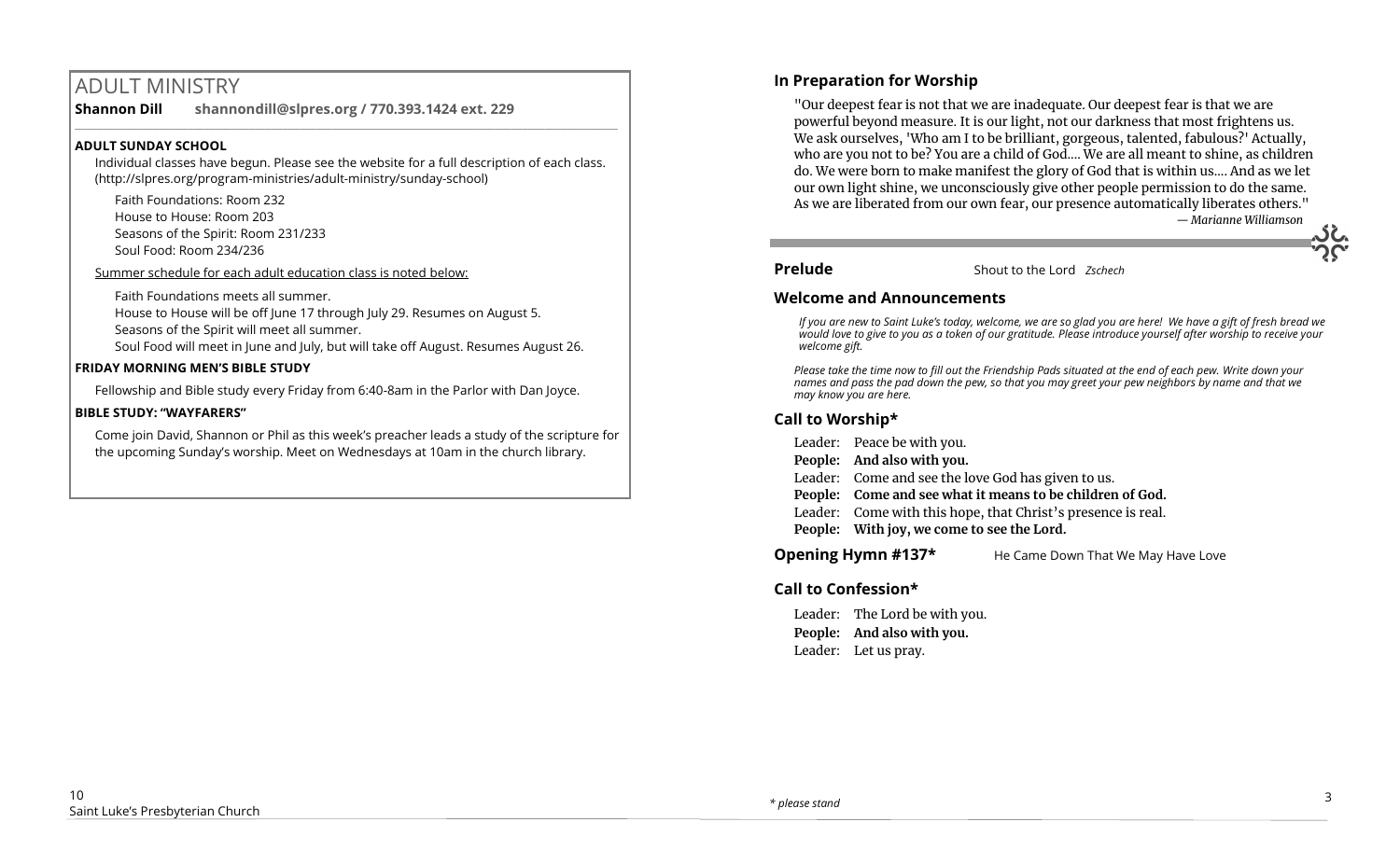# ADULT MINISTRY

**Shannon Dill** **shannondill@slpres.org / 770.393.1424 ext. 229**

**ADULT SUNDAY SCHOOL**

Individual classes have begun. Please see the website for a full description of each class. (http://slpres.org/program-ministries/adult-ministry/sunday-school)

Faith Foundations: Room 232
House to House: Room 203
Seasons of the Spirit: Room 231/233
Soul Food: Room 234/236

Summer schedule for each adult education class is noted below:

Faith Foundations meets all summer.
House to House will be off June 17 through July 29. Resumes on August 5.
Seasons of the Spirit will meet all summer.
Soul Food will meet in June and July, but will take off August. Resumes August 26.

**FRIDAY MORNING MEN'S BIBLE STUDY**

Fellowship and Bible study every Friday from 6:40-8am in the Parlor with Dan Joyce.

**BIBLE STUDY: "WAYFARERS"**

Come join David, Shannon or Phil as this week's preacher leads a study of the scripture for the upcoming Sunday's worship. Meet on Wednesdays at 10am in the church library.

## In Preparation for Worship

"Our deepest fear is not that we are inadequate. Our deepest fear is that we are powerful beyond measure. It is our light, not our darkness that most frightens us. We ask ourselves, 'Who am I to be brilliant, gorgeous, talented, fabulous?' Actually, who are you not to be? You are a child of God.... We are all meant to shine, as children do. We were born to make manifest the glory of God that is within us.... And as we let our own light shine, we unconsciously give other people permission to do the same. As we are liberated from our own fear, our presence automatically liberates others."

*— Marianne Williamson*

**Prelude** Shout to the Lord *Zschech*

## Welcome and Announcements

*If you are new to Saint Luke's today, welcome, we are so glad you are here! We have a gift of fresh bread we would love to give to you as a token of our gratitude. Please introduce yourself after worship to receive your welcome gift.*

*Please take the time now to fill out the Friendship Pads situated at the end of each pew. Write down your names and pass the pad down the pew, so that you may greet your pew neighbors by name and that we may know you are here.*

## Call to Worship*

Leader: Peace be with you.
**People: And also with you.**
Leader: Come and see the love God has given to us.
**People: Come and see what it means to be children of God.**
Leader: Come with this hope, that Christ's presence is real.
**People: With joy, we come to see the Lord.**

**Opening Hymn #137*** He Came Down That We May Have Love

## Call to Confession*

Leader: The Lord be with you.
**People: And also with you.**
Leader: Let us pray.

*\* please stand*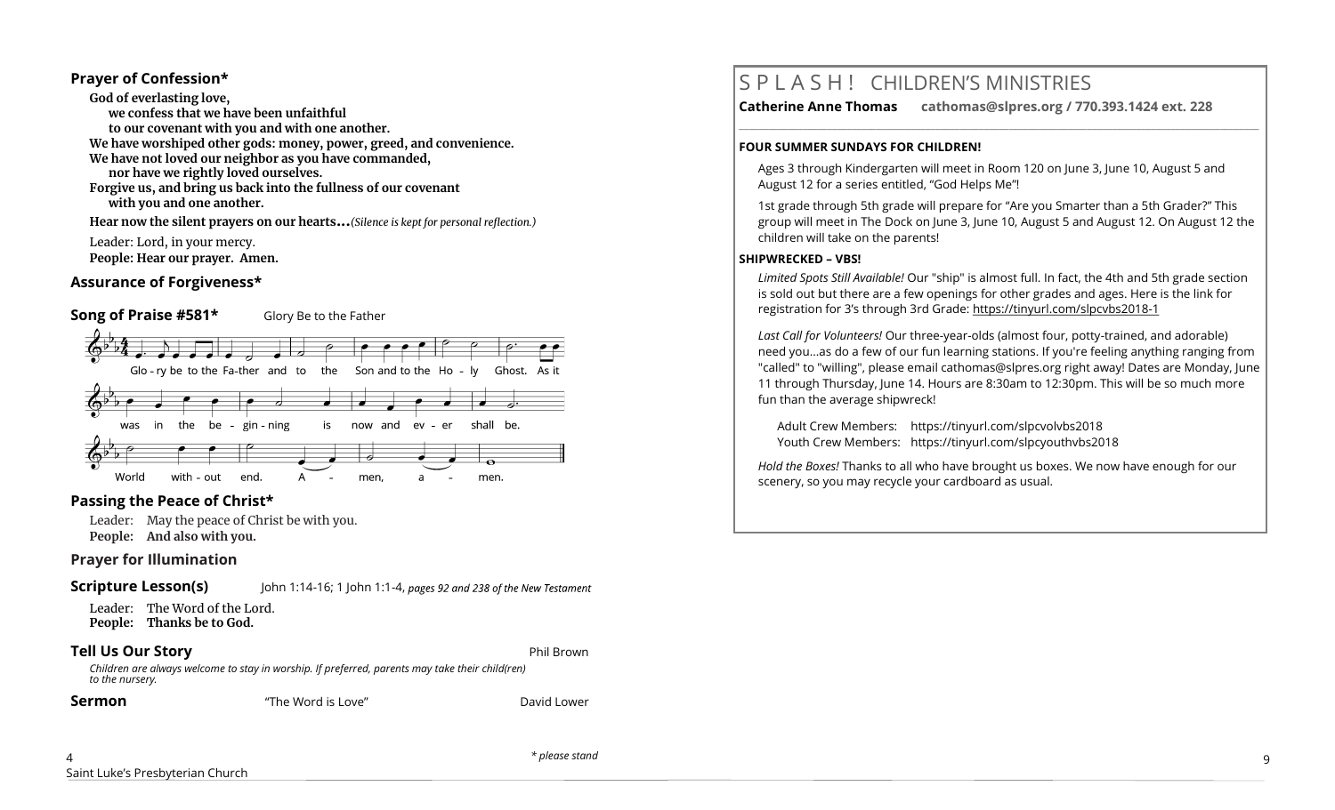## Prayer of Confession*

**God of everlasting love,**
**we confess that we have been unfaithful**
**to our covenant with you and with one another.**
**We have worshiped other gods: money, power, greed, and convenience.**
**We have not loved our neighbor as you have commanded,**
**nor have we rightly loved ourselves.**
**Forgive us, and bring us back into the fullness of our covenant**
**with you and one another.**

**Hear now the silent prayers on our hearts…***(Silence is kept for personal reflection.)*

Leader: Lord, in your mercy.
**People: Hear our prayer. Amen.**

## Assurance of Forgiveness*

## Song of Praise #581* — Glory Be to the Father

Glory be to the Father and to the Son and to the Holy Ghost. As it was in the beginning is now and ever shall be. World without end. Amen, amen.

## Passing the Peace of Christ*

Leader: May the peace of Christ be with you.
**People: And also with you.**

## Prayer for Illumination

## Scripture Lesson(s) — John 1:14-16; 1 John 1:1-4, *pages 92 and 238 of the New Testament*

Leader: The Word of the Lord.
**People: Thanks be to God.**

## Tell Us Our Story — Phil Brown

*Children are always welcome to stay in worship. If preferred, parents may take their child(ren) to the nursery.*

## Sermon — "The Word is Love" — David Lower

*\* please stand*

# S P L A S H ! CHILDREN'S MINISTRIES

**Catherine Anne Thomas cathomas@slpres.org / 770.393.1424 ext. 228**

**FOUR SUMMER SUNDAYS FOR CHILDREN!**

Ages 3 through Kindergarten will meet in Room 120 on June 3, June 10, August 5 and August 12 for a series entitled, "God Helps Me"!

1st grade through 5th grade will prepare for "Are you Smarter than a 5th Grader?" This group will meet in The Dock on June 3, June 10, August 5 and August 12. On August 12 the children will take on the parents!

**SHIPWRECKED – VBS!**

*Limited Spots Still Available!* Our "ship" is almost full. In fact, the 4th and 5th grade section is sold out but there are a few openings for other grades and ages. Here is the link for registration for 3's through 3rd Grade: https://tinyurl.com/slpcvbs2018-1

*Last Call for Volunteers!* Our three-year-olds (almost four, potty-trained, and adorable) need you…as do a few of our fun learning stations. If you're feeling anything ranging from "called" to "willing", please email cathomas@slpres.org right away! Dates are Monday, June 11 through Thursday, June 14. Hours are 8:30am to 12:30pm. This will be so much more fun than the average shipwreck!

Adult Crew Members: https://tinyurl.com/slpcvolvbs2018
Youth Crew Members: https://tinyurl.com/slpcyouthvbs2018

*Hold the Boxes!* Thanks to all who have brought us boxes. We now have enough for our scenery, so you may recycle your cardboard as usual.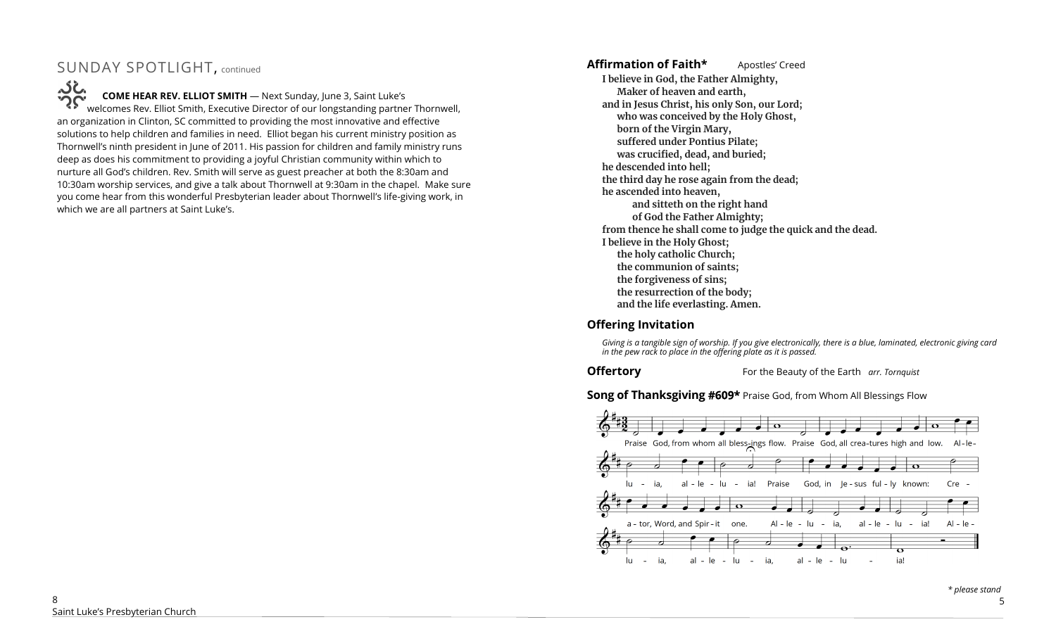## SUNDAY SPOTLIGHT, continued

**COME HEAR REV. ELLIOT SMITH** — Next Sunday, June 3, Saint Luke's welcomes Rev. Elliot Smith, Executive Director of our longstanding partner Thornwell, an organization in Clinton, SC committed to providing the most innovative and effective solutions to help children and families in need. Elliot began his current ministry position as Thornwell's ninth president in June of 2011. His passion for children and family ministry runs deep as does his commitment to providing a joyful Christian community within which to nurture all God's children. Rev. Smith will serve as guest preacher at both the 8:30am and 10:30am worship services, and give a talk about Thornwell at 9:30am in the chapel. Make sure you come hear from this wonderful Presbyterian leader about Thornwell's life-giving work, in which we are all partners at Saint Luke's.

### Affirmation of Faith* Apostles' Creed

**I believe in God, the Father Almighty,**
**Maker of heaven and earth,**
**and in Jesus Christ, his only Son, our Lord;**
**who was conceived by the Holy Ghost,**
**born of the Virgin Mary,**
**suffered under Pontius Pilate;**
**was crucified, dead, and buried;**
**he descended into hell;**
**the third day he rose again from the dead;**
**he ascended into heaven,**
**and sitteth on the right hand**
**of God the Father Almighty;**
**from thence he shall come to judge the quick and the dead.**
**I believe in the Holy Ghost;**
**the holy catholic Church;**
**the communion of saints;**
**the forgiveness of sins;**
**the resurrection of the body;**
**and the life everlasting. Amen.**

### Offering Invitation

*Giving is a tangible sign of worship. If you give electronically, there is a blue, laminated, electronic giving card in the pew rack to place in the offering plate as it is passed.*

### Offertory For the Beauty of the Earth *arr. Tornquist*

### Song of Thanksgiving #609* Praise God, from Whom All Blessings Flow

Praise God, from whom all blessings flow. Praise God, all creatures high and low. Alleluia, alleluia! Praise God, in Jesus fully known: Creator, Word, and Spirit one. Alleluia, alleluia! Alleluia, alleluia, alleluia!

*\* please stand*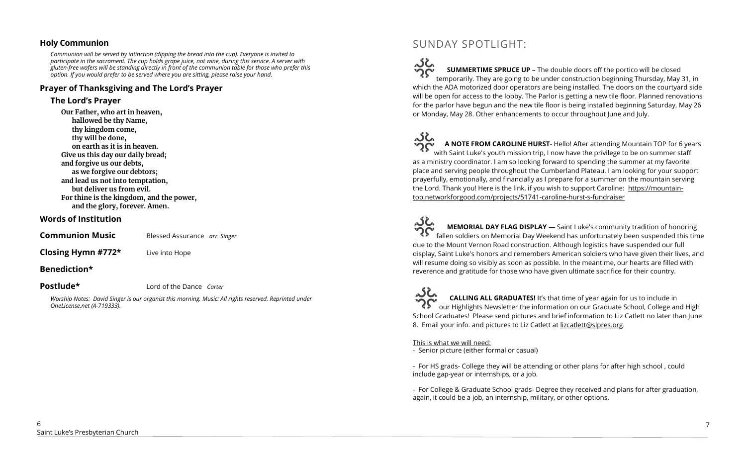### Holy Communion

*Communion will be served by intinction (dipping the bread into the cup). Everyone is invited to participate in the sacrament. The cup holds grape juice, not wine, during this service. A server with gluten-free wafers will be standing directly in front of the communion table for those who prefer this option. If you would prefer to be served where you are sitting, please raise your hand.*

### Prayer of Thanksgiving and The Lord's Prayer

#### The Lord's Prayer

**Our Father, who art in heaven,**
**hallowed be thy Name,**
**thy kingdom come,**
**thy will be done,**
**on earth as it is in heaven.**
**Give us this day our daily bread;**
**and forgive us our debts,**
**as we forgive our debtors;**
**and lead us not into temptation,**
**but deliver us from evil.**
**For thine is the kingdom, and the power,**
**and the glory, forever. Amen.**

### Words of Institution

**Communion Music** Blessed Assurance *arr. Singer*

**Closing Hymn #772*** Live into Hope

**Benediction***

**Postlude*** Lord of the Dance *Carter*

*Worship Notes: David Singer is our organist this morning. Music: All rights reserved. Reprinted under OneLicense.net (A-719333).*

## SUNDAY SPOTLIGHT:

**SUMMERTIME SPRUCE UP** – The double doors off the portico will be closed temporarily. They are going to be under construction beginning Thursday, May 31, in which the ADA motorized door operators are being installed. The doors on the courtyard side will be open for access to the lobby. The Parlor is getting a new tile floor. Planned renovations for the parlor have begun and the new tile floor is being installed beginning Saturday, May 26 or Monday, May 28. Other enhancements to occur throughout June and July.

**A NOTE FROM CAROLINE HURST**- Hello! After attending Mountain TOP for 6 years with Saint Luke's youth mission trip, I now have the privilege to be on summer staff as a ministry coordinator. I am so looking forward to spending the summer at my favorite place and serving people throughout the Cumberland Plateau. I am looking for your support prayerfully, emotionally, and financially as I prepare for a summer on the mountain serving the Lord. Thank you! Here is the link, if you wish to support Caroline: https://mountain-top.networkforgood.com/projects/51741-caroline-hurst-s-fundraiser

**MEMORIAL DAY FLAG DISPLAY** — Saint Luke's community tradition of honoring fallen soldiers on Memorial Day Weekend has unfortunately been suspended this time due to the Mount Vernon Road construction. Although logistics have suspended our full display, Saint Luke's honors and remembers American soldiers who have given their lives, and will resume doing so visibly as soon as possible. In the meantime, our hearts are filled with reverence and gratitude for those who have given ultimate sacrifice for their country.

**CALLING ALL GRADUATES!** It's that time of year again for us to include in our Highlights Newsletter the information on our Graduate School, College and High School Graduates! Please send pictures and brief information to Liz Catlett no later than June 8. Email your info. and pictures to Liz Catlett at lizcatlett@slpres.org.

<u>This is what we will need:</u>

- Senior picture (either formal or casual)

- For HS grads- College they will be attending or other plans for after high school , could include gap-year or internships, or a job.

- For College & Graduate School grads- Degree they received and plans for after graduation, again, it could be a job, an internship, military, or other options.